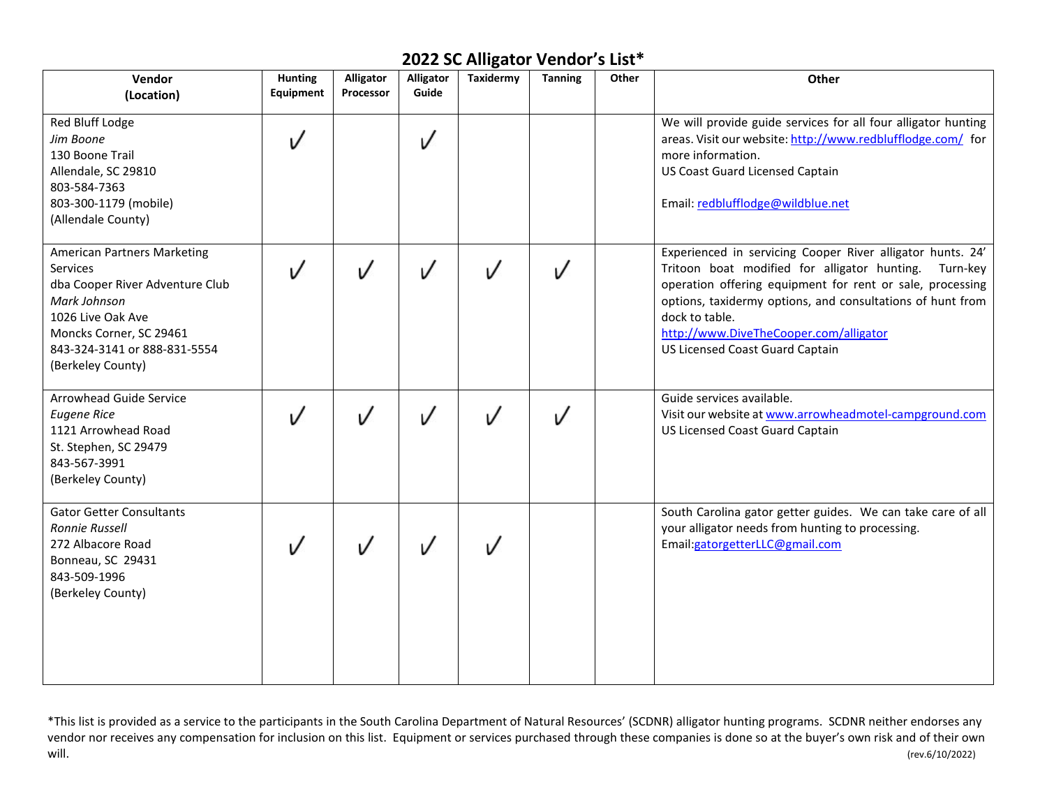# 2022 SC Alligator Vendor's List*

| Vendor (Location) | Hunting Equipment | Alligator Processor | Alligator Guide | Taxidermy | Tanning | Other | Other |
|---|---|---|---|---|---|---|---|
| Red Bluff Lodge<br>*Jim Boone*<br>130 Boone Trail<br>Allendale, SC 29810<br>803-584-7363<br>803-300-1179 (mobile)<br>(Allendale County) | ✓ | | ✓ | | | | We will provide guide services for all four alligator hunting areas. Visit our website: http://www.redblufflodge.com/ for more information.<br>US Coast Guard Licensed Captain<br><br>Email: redblufflodge@wildblue.net |
| American Partners Marketing Services<br>dba Cooper River Adventure Club<br>*Mark Johnson*<br>1026 Live Oak Ave<br>Moncks Corner, SC 29461<br>843-324-3141 or 888-831-5554<br>(Berkeley County) | ✓ | ✓ | ✓ | ✓ | ✓ | | Experienced in servicing Cooper River alligator hunts. 24' Tritoon boat modified for alligator hunting. Turn-key operation offering equipment for rent or sale, processing options, taxidermy options, and consultations of hunt from dock to table.<br>http://www.DiveTheCooper.com/alligator<br>US Licensed Coast Guard Captain |
| Arrowhead Guide Service<br>*Eugene Rice*<br>1121 Arrowhead Road<br>St. Stephen, SC 29479<br>843-567-3991<br>(Berkeley County) | ✓ | ✓ | ✓ | ✓ | ✓ | | Guide services available.<br>Visit our website at www.arrowheadmotel-campground.com<br>US Licensed Coast Guard Captain |
| Gator Getter Consultants<br>*Ronnie Russell*<br>272 Albacore Road<br>Bonneau, SC 29431<br>843-509-1996<br>(Berkeley County) | ✓ | ✓ | ✓ | ✓ | | | South Carolina gator getter guides. We can take care of all your alligator needs from hunting to processing.<br>Email:gatorgetterLLC@gmail.com |

*This list is provided as a service to the participants in the South Carolina Department of Natural Resources' (SCDNR) alligator hunting programs. SCDNR neither endorses any vendor nor receives any compensation for inclusion on this list. Equipment or services purchased through these companies is done so at the buyer's own risk and of their own will.

(rev.6/10/2022)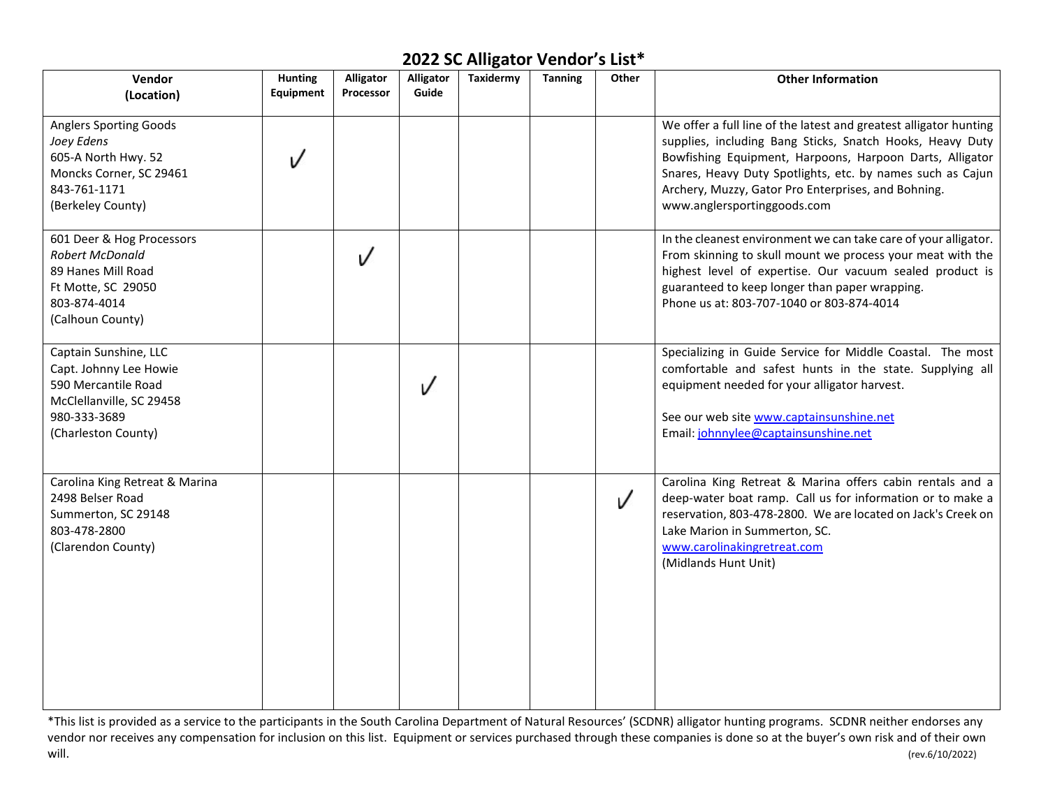# 2022 SC Alligator Vendor's List*

| Vendor (Location) | Hunting Equipment | Alligator Processor | Alligator Guide | Taxidermy | Tanning | Other | Other Information |
|---|---|---|---|---|---|---|---|
| Anglers Sporting Goods<br>*Joey Edens*<br>605-A North Hwy. 52<br>Moncks Corner, SC 29461<br>843-761-1171<br>(Berkeley County) | ✓ | | | | | | We offer a full line of the latest and greatest alligator hunting supplies, including Bang Sticks, Snatch Hooks, Heavy Duty Bowfishing Equipment, Harpoons, Harpoon Darts, Alligator Snares, Heavy Duty Spotlights, etc. by names such as Cajun Archery, Muzzy, Gator Pro Enterprises, and Bohning.<br>www.anglersportinggoods.com |
| 601 Deer & Hog Processors<br>*Robert McDonald*<br>89 Hanes Mill Road<br>Ft Motte, SC 29050<br>803-874-4014<br>(Calhoun County) | | ✓ | | | | | In the cleanest environment we can take care of your alligator. From skinning to skull mount we process your meat with the highest level of expertise. Our vacuum sealed product is guaranteed to keep longer than paper wrapping.<br>Phone us at: 803-707-1040 or 803-874-4014 |
| Captain Sunshine, LLC<br>Capt. Johnny Lee Howie<br>590 Mercantile Road<br>McClellanville, SC 29458<br>980-333-3689<br>(Charleston County) | | | ✓ | | | | Specializing in Guide Service for Middle Coastal. The most comfortable and safest hunts in the state. Supplying all equipment needed for your alligator harvest.<br><br>See our web site www.captainsunshine.net<br>Email: johnnylee@captainsunshine.net |
| Carolina King Retreat & Marina<br>2498 Belser Road<br>Summerton, SC 29148<br>803-478-2800<br>(Clarendon County) | | | | | | ✓ | Carolina King Retreat & Marina offers cabin rentals and a deep-water boat ramp. Call us for information or to make a reservation, 803-478-2800. We are located on Jack's Creek on Lake Marion in Summerton, SC.<br>www.carolinakingretreat.com<br>(Midlands Hunt Unit) |

*This list is provided as a service to the participants in the South Carolina Department of Natural Resources' (SCDNR) alligator hunting programs. SCDNR neither endorses any vendor nor receives any compensation for inclusion on this list. Equipment or services purchased through these companies is done so at the buyer's own risk and of their own will.

(rev.6/10/2022)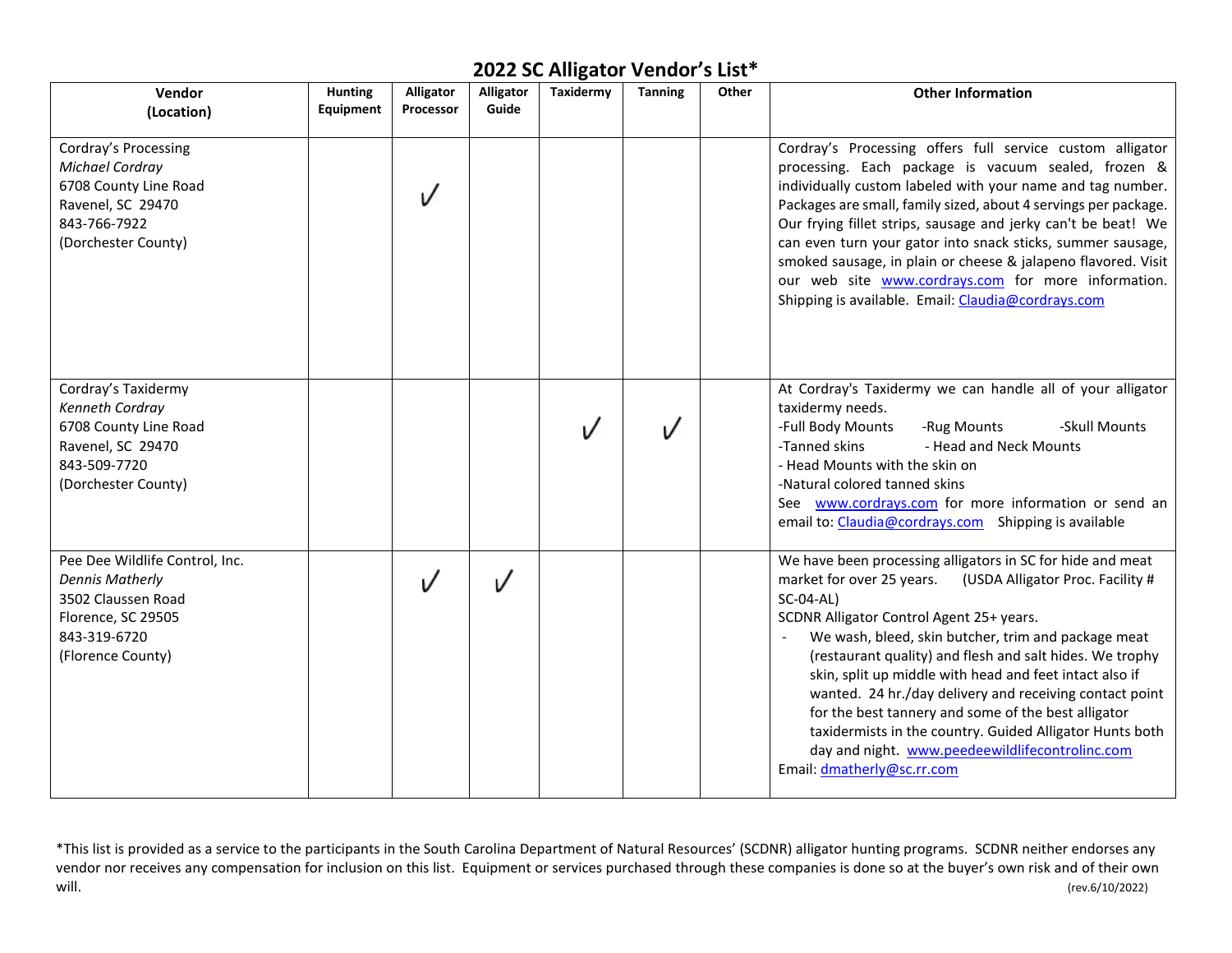# 2022 SC Alligator Vendor's List*

| Vendor (Location) | Hunting Equipment | Alligator Processor | Alligator Guide | Taxidermy | Tanning | Other | Other Information |
|---|---|---|---|---|---|---|---|
| Cordray's Processing<br>*Michael Cordray*<br>6708 County Line Road<br>Ravenel, SC 29470<br>843-766-7922<br>(Dorchester County) | | ✓ | | | | | Cordray's Processing offers full service custom alligator processing. Each package is vacuum sealed, frozen & individually custom labeled with your name and tag number. Packages are small, family sized, about 4 servings per package. Our frying fillet strips, sausage and jerky can't be beat! We can even turn your gator into snack sticks, summer sausage, smoked sausage, in plain or cheese & jalapeno flavored. Visit our web site www.cordrays.com for more information. Shipping is available. Email: Claudia@cordrays.com |
| Cordray's Taxidermy<br>*Kenneth Cordray*<br>6708 County Line Road<br>Ravenel, SC 29470<br>843-509-7720<br>(Dorchester County) | | | | ✓ | ✓ | | At Cordray's Taxidermy we can handle all of your alligator taxidermy needs.<br>-Full Body Mounts -Rug Mounts -Skull Mounts<br>-Tanned skins - Head and Neck Mounts<br>- Head Mounts with the skin on<br>-Natural colored tanned skins<br>See www.cordrays.com for more information or send an email to: Claudia@cordrays.com Shipping is available |
| Pee Dee Wildlife Control, Inc.<br>*Dennis Matherly*<br>3502 Claussen Road<br>Florence, SC 29505<br>843-319-6720<br>(Florence County) | | ✓ | ✓ | | | | We have been processing alligators in SC for hide and meat market for over 25 years. (USDA Alligator Proc. Facility # SC-04-AL)<br>SCDNR Alligator Control Agent 25+ years.<br>- We wash, bleed, skin butcher, trim and package meat (restaurant quality) and flesh and salt hides. We trophy skin, split up middle with head and feet intact also if wanted. 24 hr./day delivery and receiving contact point for the best tannery and some of the best alligator taxidermists in the country. Guided Alligator Hunts both day and night. www.peedeewildlifecontrolinc.com<br>Email: dmatherly@sc.rr.com |

*This list is provided as a service to the participants in the South Carolina Department of Natural Resources' (SCDNR) alligator hunting programs. SCDNR neither endorses any vendor nor receives any compensation for inclusion on this list. Equipment or services purchased through these companies is done so at the buyer's own risk and of their own will.

(rev.6/10/2022)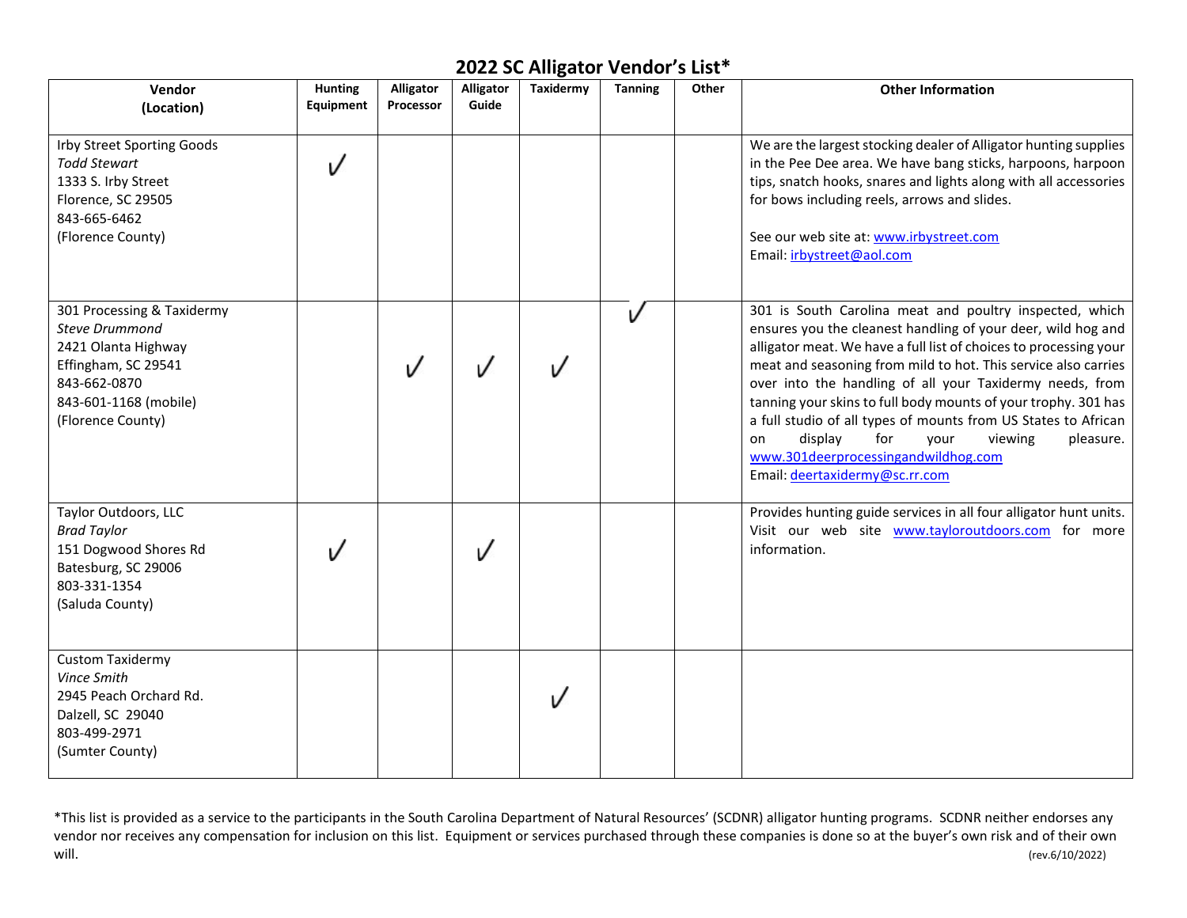# 2022 SC Alligator Vendor's List*

| Vendor (Location) | Hunting Equipment | Alligator Processor | Alligator Guide | Taxidermy | Tanning | Other | Other Information |
|---|---|---|---|---|---|---|---|
| Irby Street Sporting Goods<br>*Todd Stewart*<br>1333 S. Irby Street<br>Florence, SC 29505<br>843-665-6462<br>(Florence County) | ✓ | | | | | | We are the largest stocking dealer of Alligator hunting supplies in the Pee Dee area. We have bang sticks, harpoons, harpoon tips, snatch hooks, snares and lights along with all accessories for bows including reels, arrows and slides.<br><br>See our web site at: www.irbystreet.com<br>Email: irbystreet@aol.com |
| 301 Processing & Taxidermy<br>*Steve Drummond*<br>2421 Olanta Highway<br>Effingham, SC 29541<br>843-662-0870<br>843-601-1168 (mobile)<br>(Florence County) | | ✓ | ✓ | ✓ | ✓ | | 301 is South Carolina meat and poultry inspected, which ensures you the cleanest handling of your deer, wild hog and alligator meat. We have a full list of choices to processing your meat and seasoning from mild to hot. This service also carries over into the handling of all your Taxidermy needs, from tanning your skins to full body mounts of your trophy. 301 has a full studio of all types of mounts from US States to African on display for your viewing pleasure.<br>www.301deerprocessingandwildhog.com<br>Email: deertaxidermy@sc.rr.com |
| Taylor Outdoors, LLC<br>*Brad Taylor*<br>151 Dogwood Shores Rd<br>Batesburg, SC 29006<br>803-331-1354<br>(Saluda County) | ✓ | | ✓ | | | | Provides hunting guide services in all four alligator hunt units. Visit our web site www.tayloroutdoors.com for more information. |
| Custom Taxidermy<br>*Vince Smith*<br>2945 Peach Orchard Rd.<br>Dalzell, SC 29040<br>803-499-2971<br>(Sumter County) | | | | ✓ | | | |

*This list is provided as a service to the participants in the South Carolina Department of Natural Resources' (SCDNR) alligator hunting programs. SCDNR neither endorses any vendor nor receives any compensation for inclusion on this list. Equipment or services purchased through these companies is done so at the buyer's own risk and of their own will.

(rev.6/10/2022)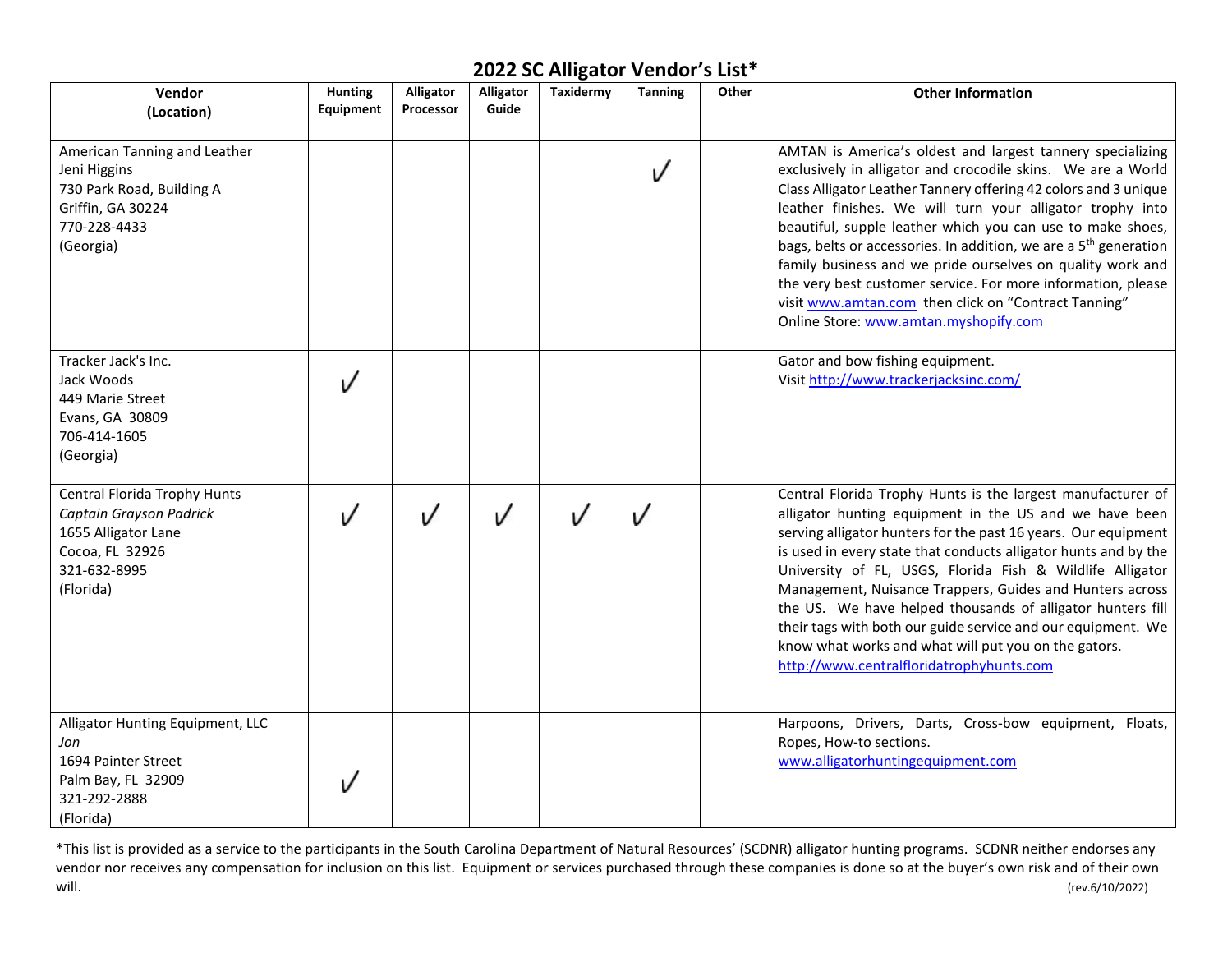# 2022 SC Alligator Vendor's List*

| Vendor (Location) | Hunting Equipment | Alligator Processor | Alligator Guide | Taxidermy | Tanning | Other | Other Information |
|---|---|---|---|---|---|---|---|
| American Tanning and Leather<br>Jeni Higgins<br>730 Park Road, Building A<br>Griffin, GA 30224<br>770-228-4433<br>(Georgia) | | | | | √ | | AMTAN is America's oldest and largest tannery specializing exclusively in alligator and crocodile skins. We are a World Class Alligator Leather Tannery offering 42 colors and 3 unique leather finishes. We will turn your alligator trophy into beautiful, supple leather which you can use to make shoes, bags, belts or accessories. In addition, we are a 5th generation family business and we pride ourselves on quality work and the very best customer service. For more information, please visit www.amtan.com then click on "Contract Tanning" Online Store: www.amtan.myshopify.com |
| Tracker Jack's Inc.<br>Jack Woods<br>449 Marie Street<br>Evans, GA 30809<br>706-414-1605<br>(Georgia) | √ | | | | | | Gator and bow fishing equipment.<br>Visit http://www.trackerjacksinc.com/ |
| Central Florida Trophy Hunts<br>*Captain Grayson Padrick*<br>1655 Alligator Lane<br>Cocoa, FL 32926<br>321-632-8995<br>(Florida) | √ | √ | √ | √ | √ | | Central Florida Trophy Hunts is the largest manufacturer of alligator hunting equipment in the US and we have been serving alligator hunters for the past 16 years. Our equipment is used in every state that conducts alligator hunts and by the University of FL, USGS, Florida Fish & Wildlife Alligator Management, Nuisance Trappers, Guides and Hunters across the US. We have helped thousands of alligator hunters fill their tags with both our guide service and our equipment. We know what works and what will put you on the gators.<br>http://www.centralfloridatrophyhunts.com |
| Alligator Hunting Equipment, LLC<br>*Jon*<br>1694 Painter Street<br>Palm Bay, FL 32909<br>321-292-2888<br>(Florida) | √ | | | | | | Harpoons, Drivers, Darts, Cross-bow equipment, Floats, Ropes, How-to sections.<br>www.alligatorhuntingequipment.com |

*This list is provided as a service to the participants in the South Carolina Department of Natural Resources' (SCDNR) alligator hunting programs. SCDNR neither endorses any vendor nor receives any compensation for inclusion on this list. Equipment or services purchased through these companies is done so at the buyer's own risk and of their own will.

(rev.6/10/2022)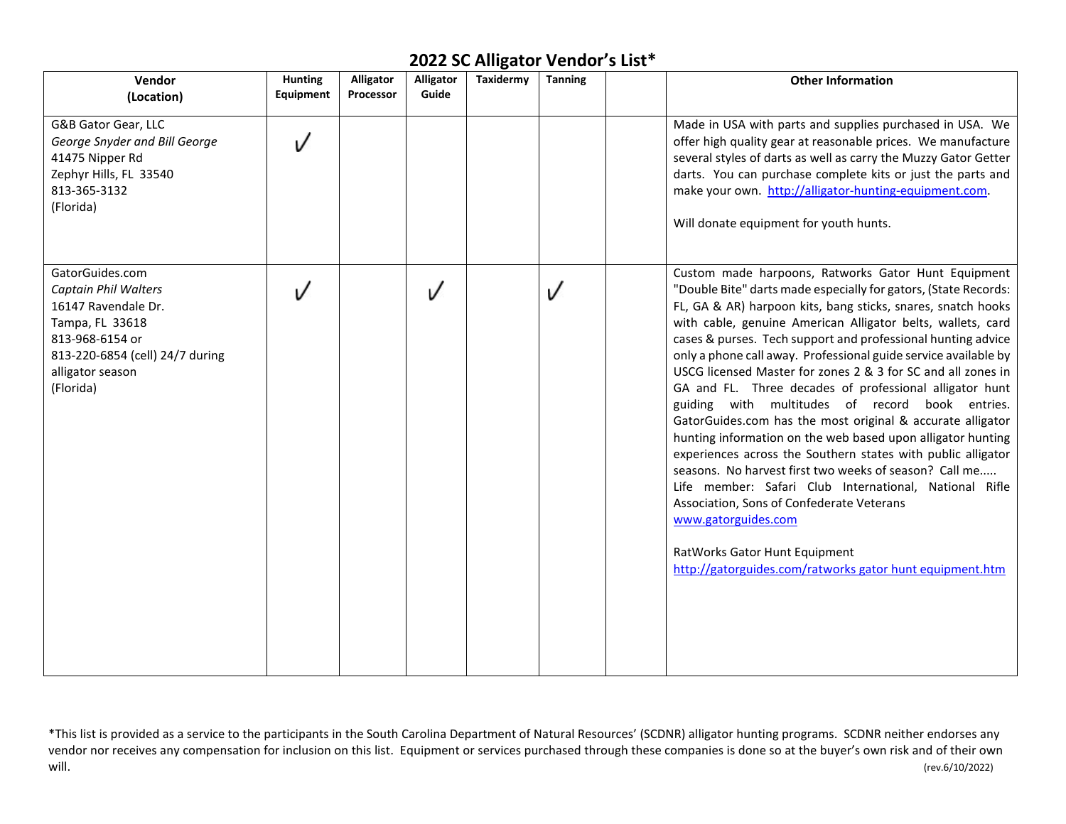# 2022 SC Alligator Vendor's List*

| Vendor (Location) | Hunting Equipment | Alligator Processor | Alligator Guide | Taxidermy | Tanning | | Other Information |
|---|---|---|---|---|---|---|---|
| G&B Gator Gear, LLC<br>*George Snyder and Bill George*<br>41475 Nipper Rd<br>Zephyr Hills, FL 33540<br>813-365-3132<br>(Florida) | ✓ | | | | | | Made in USA with parts and supplies purchased in USA. We offer high quality gear at reasonable prices. We manufacture several styles of darts as well as carry the Muzzy Gator Getter darts. You can purchase complete kits or just the parts and make your own. http://alligator-hunting-equipment.com.<br><br>Will donate equipment for youth hunts. |
| GatorGuides.com<br>*Captain Phil Walters*<br>16147 Ravendale Dr.<br>Tampa, FL 33618<br>813-968-6154 or<br>813-220-6854 (cell) 24/7 during alligator season<br>(Florida) | ✓ | | ✓ | | ✓ | | Custom made harpoons, Ratworks Gator Hunt Equipment "Double Bite" darts made especially for gators, (State Records: FL, GA & AR) harpoon kits, bang sticks, snares, snatch hooks with cable, genuine American Alligator belts, wallets, card cases & purses. Tech support and professional hunting advice only a phone call away. Professional guide service available by USCG licensed Master for zones 2 & 3 for SC and all zones in GA and FL. Three decades of professional alligator hunt guiding with multitudes of record book entries. GatorGuides.com has the most original & accurate alligator hunting information on the web based upon alligator hunting experiences across the Southern states with public alligator seasons. No harvest first two weeks of season? Call me..... Life member: Safari Club International, National Rifle Association, Sons of Confederate Veterans<br>www.gatorguides.com<br><br>RatWorks Gator Hunt Equipment<br>http://gatorguides.com/ratworks gator hunt equipment.htm |

*This list is provided as a service to the participants in the South Carolina Department of Natural Resources' (SCDNR) alligator hunting programs. SCDNR neither endorses any vendor nor receives any compensation for inclusion on this list. Equipment or services purchased through these companies is done so at the buyer's own risk and of their own will.

(rev.6/10/2022)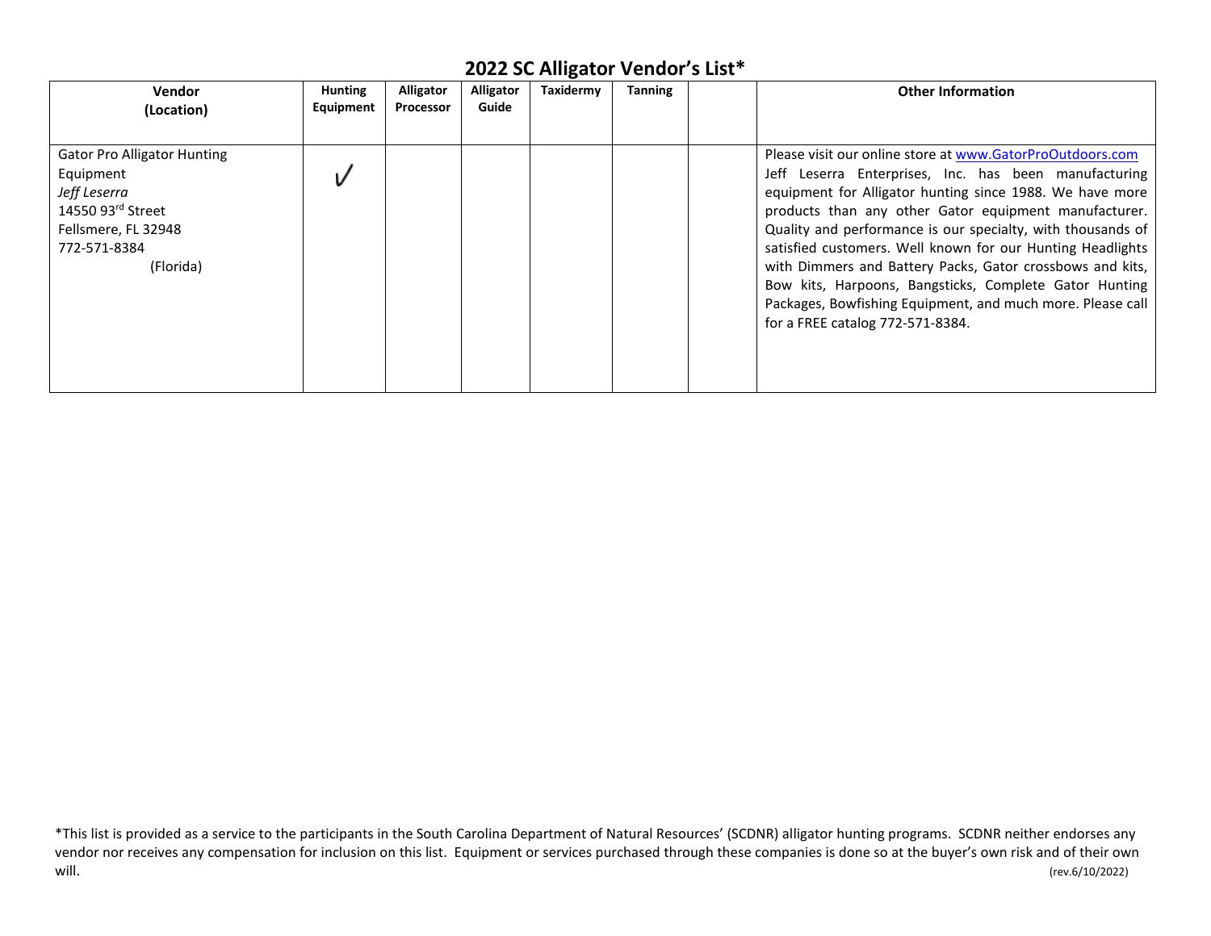# 2022 SC Alligator Vendor's List*

| Vendor (Location) | Hunting Equipment | Alligator Processor | Alligator Guide | Taxidermy | Tanning | | Other Information |
|---|---|---|---|---|---|---|---|
| Gator Pro Alligator Hunting Equipment<br>*Jeff Leserra*<br>14550 93rd Street<br>Fellsmere, FL 32948<br>772-571-8384<br>(Florida) | ✓ | | | | | | Please visit our online store at www.GatorProOutdoors.com Jeff Leserra Enterprises, Inc. has been manufacturing equipment for Alligator hunting since 1988. We have more products than any other Gator equipment manufacturer. Quality and performance is our specialty, with thousands of satisfied customers. Well known for our Hunting Headlights with Dimmers and Battery Packs, Gator crossbows and kits, Bow kits, Harpoons, Bangsticks, Complete Gator Hunting Packages, Bowfishing Equipment, and much more. Please call for a FREE catalog 772-571-8384. |

*This list is provided as a service to the participants in the South Carolina Department of Natural Resources' (SCDNR) alligator hunting programs. SCDNR neither endorses any vendor nor receives any compensation for inclusion on this list. Equipment or services purchased through these companies is done so at the buyer's own risk and of their own will.

(rev.6/10/2022)